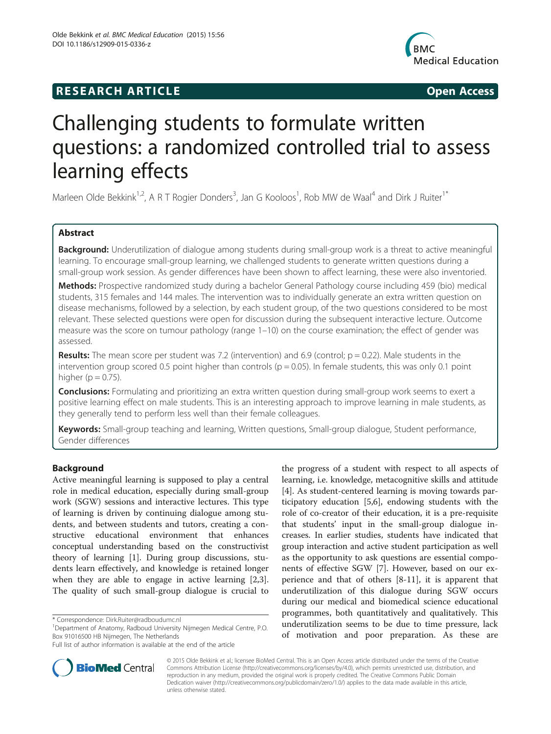RESEARCH ARTICLE Open Access

# Challenging students to formulate written questions: a randomized controlled trial to assess learning effects

Marleen Olde Bekkink[1,2], A R T Rogier Donders[3], Jan G Kooloos[1], Rob MW de Waal[4] and Dirk J Ruiter[1*]

## Abstract

**Background:** Underutilization of dialogue among students during small-group work is a threat to active meaningful learning. To encourage small-group learning, we challenged students to generate written questions during a small-group work session. As gender differences have been shown to affect learning, these were also inventoried.

**Methods:** Prospective randomized study during a bachelor General Pathology course including 459 (bio) medical students, 315 females and 144 males. The intervention was to individually generate an extra written question on disease mechanisms, followed by a selection, by each student group, of the two questions considered to be most relevant. These selected questions were open for discussion during the subsequent interactive lecture. Outcome measure was the score on tumour pathology (range 1–10) on the course examination; the effect of gender was assessed.

**Results:** The mean score per student was 7.2 (intervention) and 6.9 (control; $p = 0.22$). Male students in the intervention group scored 0.5 point higher than controls ($p = 0.05$). In female students, this was only 0.1 point higher ($p = 0.75$).

**Conclusions:** Formulating and prioritizing an extra written question during small-group work seems to exert a positive learning effect on male students. This is an interesting approach to improve learning in male students, as they generally tend to perform less well than their female colleagues.

**Keywords:** Small-group teaching and learning, Written questions, Small-group dialogue, Student performance, Gender differences

## Background

Active meaningful learning is supposed to play a central role in medical education, especially during small-group work (SGW) sessions and interactive lectures. This type of learning is driven by continuing dialogue among students, and between students and tutors, creating a constructive educational environment that enhances conceptual understanding based on the constructivist theory of learning [1]. During group discussions, students learn effectively, and knowledge is retained longer when they are able to engage in active learning [2,3]. The quality of such small-group dialogue is crucial to the progress of a student with respect to all aspects of learning, i.e. knowledge, metacognitive skills and attitude [4]. As student-centered learning is moving towards participatory education [5,6], endowing students with the role of co-creator of their education, it is a pre-requisite that students' input in the small-group dialogue increases. In earlier studies, students have indicated that group interaction and active student participation as well as the opportunity to ask questions are essential components of effective SGW [7]. However, based on our experience and that of others [8-11], it is apparent that underutilization of this dialogue during SGW occurs during our medical and biomedical science educational programmes, both quantitatively and qualitatively. This underutilization seems to be due to time pressure, lack of motivation and poor preparation. As these are

\* Correspondence: Dirk.Ruiter@radboudumc.nl

[1]Department of Anatomy, Radboud University Nijmegen Medical Centre, P.O. Box 91016500 HB Nijmegen, The Netherlands

Full list of author information is available at the end of the article

© 2015 Olde Bekkink et al.; licensee BioMed Central. This is an Open Access article distributed under the terms of the Creative Commons Attribution License (http://creativecommons.org/licenses/by/4.0), which permits unrestricted use, distribution, and reproduction in any medium, provided the original work is properly credited. The Creative Commons Public Domain Dedication waiver (http://creativecommons.org/publicdomain/zero/1.0/) applies to the data made available in this article, unless otherwise stated.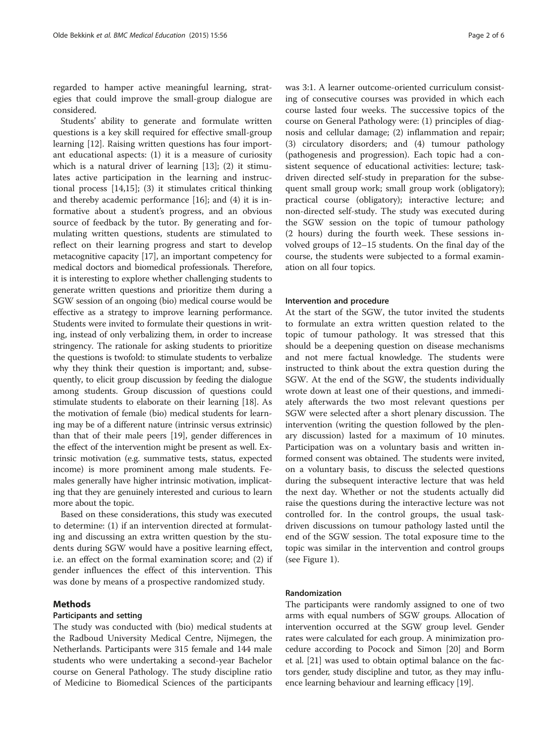regarded to hamper active meaningful learning, strategies that could improve the small-group dialogue are considered.

Students' ability to generate and formulate written questions is a key skill required for effective small-group learning [12]. Raising written questions has four important educational aspects: (1) it is a measure of curiosity which is a natural driver of learning [13]; (2) it stimulates active participation in the learning and instructional process [14,15]; (3) it stimulates critical thinking and thereby academic performance [16]; and (4) it is informative about a student's progress, and an obvious source of feedback by the tutor. By generating and formulating written questions, students are stimulated to reflect on their learning progress and start to develop metacognitive capacity [17], an important competency for medical doctors and biomedical professionals. Therefore, it is interesting to explore whether challenging students to generate written questions and prioritize them during a SGW session of an ongoing (bio) medical course would be effective as a strategy to improve learning performance. Students were invited to formulate their questions in writing, instead of only verbalizing them, in order to increase stringency. The rationale for asking students to prioritize the questions is twofold: to stimulate students to verbalize why they think their question is important; and, subsequently, to elicit group discussion by feeding the dialogue among students. Group discussion of questions could stimulate students to elaborate on their learning [18]. As the motivation of female (bio) medical students for learning may be of a different nature (intrinsic versus extrinsic) than that of their male peers [19], gender differences in the effect of the intervention might be present as well. Extrinsic motivation (e.g. summative tests, status, expected income) is more prominent among male students. Females generally have higher intrinsic motivation, implicating that they are genuinely interested and curious to learn more about the topic.

Based on these considerations, this study was executed to determine: (1) if an intervention directed at formulating and discussing an extra written question by the students during SGW would have a positive learning effect, i.e. an effect on the formal examination score; and (2) if gender influences the effect of this intervention. This was done by means of a prospective randomized study.

## Methods

### Participants and setting

The study was conducted with (bio) medical students at the Radboud University Medical Centre, Nijmegen, the Netherlands. Participants were 315 female and 144 male students who were undertaking a second-year Bachelor course on General Pathology. The study discipline ratio of Medicine to Biomedical Sciences of the participants was 3:1. A learner outcome-oriented curriculum consisting of consecutive courses was provided in which each course lasted four weeks. The successive topics of the course on General Pathology were: (1) principles of diagnosis and cellular damage; (2) inflammation and repair; (3) circulatory disorders; and (4) tumour pathology (pathogenesis and progression). Each topic had a consistent sequence of educational activities: lecture; task-driven directed self-study in preparation for the subsequent small group work; small group work (obligatory); practical course (obligatory); interactive lecture; and non-directed self-study. The study was executed during the SGW session on the topic of tumour pathology (2 hours) during the fourth week. These sessions involved groups of 12–15 students. On the final day of the course, the students were subjected to a formal examination on all four topics.

### Intervention and procedure

At the start of the SGW, the tutor invited the students to formulate an extra written question related to the topic of tumour pathology. It was stressed that this should be a deepening question on disease mechanisms and not mere factual knowledge. The students were instructed to think about the extra question during the SGW. At the end of the SGW, the students individually wrote down at least one of their questions, and immediately afterwards the two most relevant questions per SGW were selected after a short plenary discussion. The intervention (writing the question followed by the plenary discussion) lasted for a maximum of 10 minutes. Participation was on a voluntary basis and written informed consent was obtained. The students were invited, on a voluntary basis, to discuss the selected questions during the subsequent interactive lecture that was held the next day. Whether or not the students actually did raise the questions during the interactive lecture was not controlled for. In the control groups, the usual task-driven discussions on tumour pathology lasted until the end of the SGW session. The total exposure time to the topic was similar in the intervention and control groups (see Figure 1).

### Randomization

The participants were randomly assigned to one of two arms with equal numbers of SGW groups. Allocation of intervention occurred at the SGW group level. Gender rates were calculated for each group. A minimization procedure according to Pocock and Simon [20] and Borm et al. [21] was used to obtain optimal balance on the factors gender, study discipline and tutor, as they may influence learning behaviour and learning efficacy [19].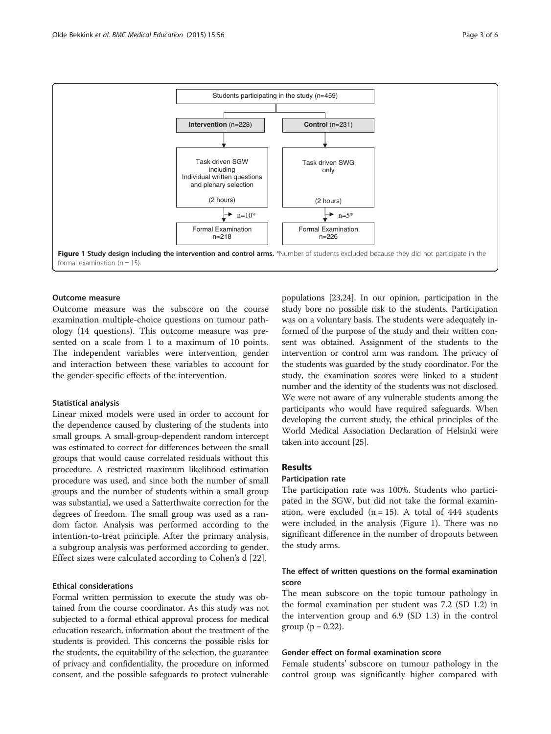Students participating in the study (n=459)

**Intervention** (n=228)

**Control** (n=231)

Task driven SGW including Individual written questions and plenary selection

(2 hours)

Task driven SWG only

(2 hours)

n=10*

n=5*

Formal Examination n=218

Formal Examination n=226

**Figure 1 Study design including the intervention and control arms.** *Number of students excluded because they did not participate in the formal examination (n = 15).

### Outcome measure

Outcome measure was the subscore on the course examination multiple-choice questions on tumour pathology (14 questions). This outcome measure was presented on a scale from 1 to a maximum of 10 points. The independent variables were intervention, gender and interaction between these variables to account for the gender-specific effects of the intervention.

### Statistical analysis

Linear mixed models were used in order to account for the dependence caused by clustering of the students into small groups. A small-group-dependent random intercept was estimated to correct for differences between the small groups that would cause correlated residuals without this procedure. A restricted maximum likelihood estimation procedure was used, and since both the number of small groups and the number of students within a small group was substantial, we used a Satterthwaite correction for the degrees of freedom. The small group was used as a random factor. Analysis was performed according to the intention-to-treat principle. After the primary analysis, a subgroup analysis was performed according to gender. Effect sizes were calculated according to Cohen's d [22].

### Ethical considerations

Formal written permission to execute the study was obtained from the course coordinator. As this study was not subjected to a formal ethical approval process for medical education research, information about the treatment of the students is provided. This concerns the possible risks for the students, the equitability of the selection, the guarantee of privacy and confidentiality, the procedure on informed consent, and the possible safeguards to protect vulnerable populations [23,24]. In our opinion, participation in the study bore no possible risk to the students. Participation was on a voluntary basis. The students were adequately informed of the purpose of the study and their written consent was obtained. Assignment of the students to the intervention or control arm was random. The privacy of the students was guarded by the study coordinator. For the study, the examination scores were linked to a student number and the identity of the students was not disclosed. We were not aware of any vulnerable students among the participants who would have required safeguards. When developing the current study, the ethical principles of the World Medical Association Declaration of Helsinki were taken into account [25].

## Results

### Participation rate

The participation rate was 100%. Students who participated in the SGW, but did not take the formal examination, were excluded (n = 15). A total of 444 students were included in the analysis (Figure 1). There was no significant difference in the number of dropouts between the study arms.

### The effect of written questions on the formal examination score

The mean subscore on the topic tumour pathology in the formal examination per student was 7.2 (SD 1.2) in the intervention group and 6.9 (SD 1.3) in the control group ($p = 0.22$).

### Gender effect on formal examination score

Female students' subscore on tumour pathology in the control group was significantly higher compared with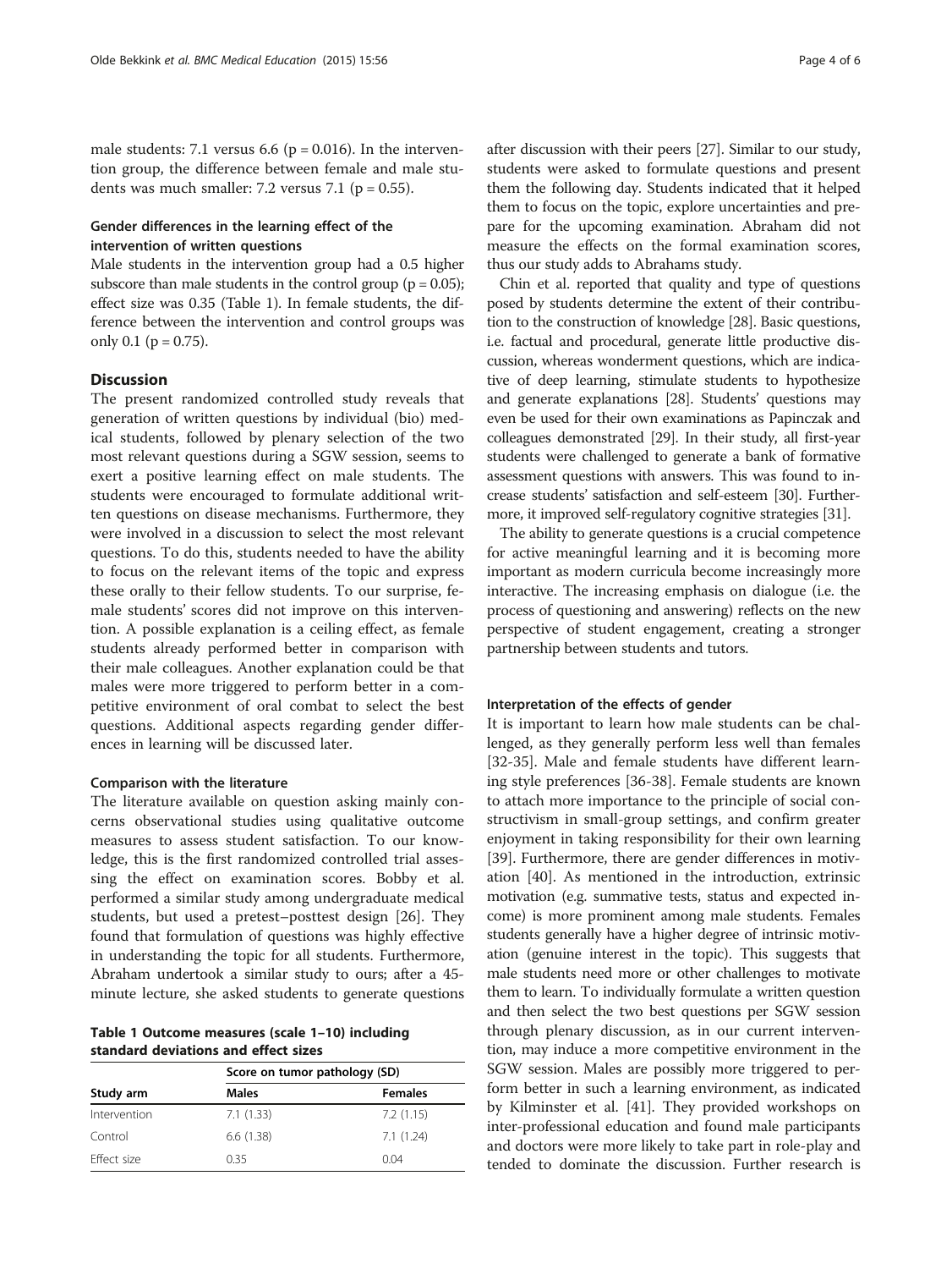male students: 7.1 versus 6.6 ($p = 0.016$). In the intervention group, the difference between female and male students was much smaller: 7.2 versus 7.1 ($p = 0.55$).

### Gender differences in the learning effect of the intervention of written questions

Male students in the intervention group had a 0.5 higher subscore than male students in the control group ($p = 0.05$); effect size was 0.35 (Table 1). In female students, the difference between the intervention and control groups was only 0.1 ($p = 0.75$).

## Discussion

The present randomized controlled study reveals that generation of written questions by individual (bio) medical students, followed by plenary selection of the two most relevant questions during a SGW session, seems to exert a positive learning effect on male students. The students were encouraged to formulate additional written questions on disease mechanisms. Furthermore, they were involved in a discussion to select the most relevant questions. To do this, students needed to have the ability to focus on the relevant items of the topic and express these orally to their fellow students. To our surprise, female students' scores did not improve on this intervention. A possible explanation is a ceiling effect, as female students already performed better in comparison with their male colleagues. Another explanation could be that males were more triggered to perform better in a competitive environment of oral combat to select the best questions. Additional aspects regarding gender differences in learning will be discussed later.

### Comparison with the literature

The literature available on question asking mainly concerns observational studies using qualitative outcome measures to assess student satisfaction. To our knowledge, this is the first randomized controlled trial assessing the effect on examination scores. Bobby et al. performed a similar study among undergraduate medical students, but used a pretest–posttest design [26]. They found that formulation of questions was highly effective in understanding the topic for all students. Furthermore, Abraham undertook a similar study to ours; after a 45-minute lecture, she asked students to generate questions after discussion with their peers [27]. Similar to our study, students were asked to formulate questions and present them the following day. Students indicated that it helped them to focus on the topic, explore uncertainties and prepare for the upcoming examination. Abraham did not measure the effects on the formal examination scores, thus our study adds to Abrahams study.

Chin et al. reported that quality and type of questions posed by students determine the extent of their contribution to the construction of knowledge [28]. Basic questions, i.e. factual and procedural, generate little productive discussion, whereas wonderment questions, which are indicative of deep learning, stimulate students to hypothesize and generate explanations [28]. Students' questions may even be used for their own examinations as Papinczak and colleagues demonstrated [29]. In their study, all first-year students were challenged to generate a bank of formative assessment questions with answers. This was found to increase students' satisfaction and self-esteem [30]. Furthermore, it improved self-regulatory cognitive strategies [31].

The ability to generate questions is a crucial competence for active meaningful learning and it is becoming more important as modern curricula become increasingly more interactive. The increasing emphasis on dialogue (i.e. the process of questioning and answering) reflects on the new perspective of student engagement, creating a stronger partnership between students and tutors.

### Interpretation of the effects of gender

It is important to learn how male students can be challenged, as they generally perform less well than females [32-35]. Male and female students have different learning style preferences [36-38]. Female students are known to attach more importance to the principle of social constructivism in small-group settings, and confirm greater enjoyment in taking responsibility for their own learning [39]. Furthermore, there are gender differences in motivation [40]. As mentioned in the introduction, extrinsic motivation (e.g. summative tests, status and expected income) is more prominent among male students. Females students generally have a higher degree of intrinsic motivation (genuine interest in the topic). This suggests that male students need more or other challenges to motivate them to learn. To individually formulate a written question and then select the two best questions per SGW session through plenary discussion, as in our current intervention, may induce a more competitive environment in the SGW session. Males are possibly more triggered to perform better in such a learning environment, as indicated by Kilminster et al. [41]. They provided workshops on inter-professional education and found male participants and doctors were more likely to take part in role-play and tended to dominate the discussion. Further research is

**Table 1 Outcome measures (scale 1–10) including standard deviations and effect sizes**

| Study arm | Score on tumor pathology (SD) | |
|---|---|---|
| | Males | Females |
| Intervention | 7.1 (1.33) | 7.2 (1.15) |
| Control | 6.6 (1.38) | 7.1 (1.24) |
| Effect size | 0.35 | 0.04 |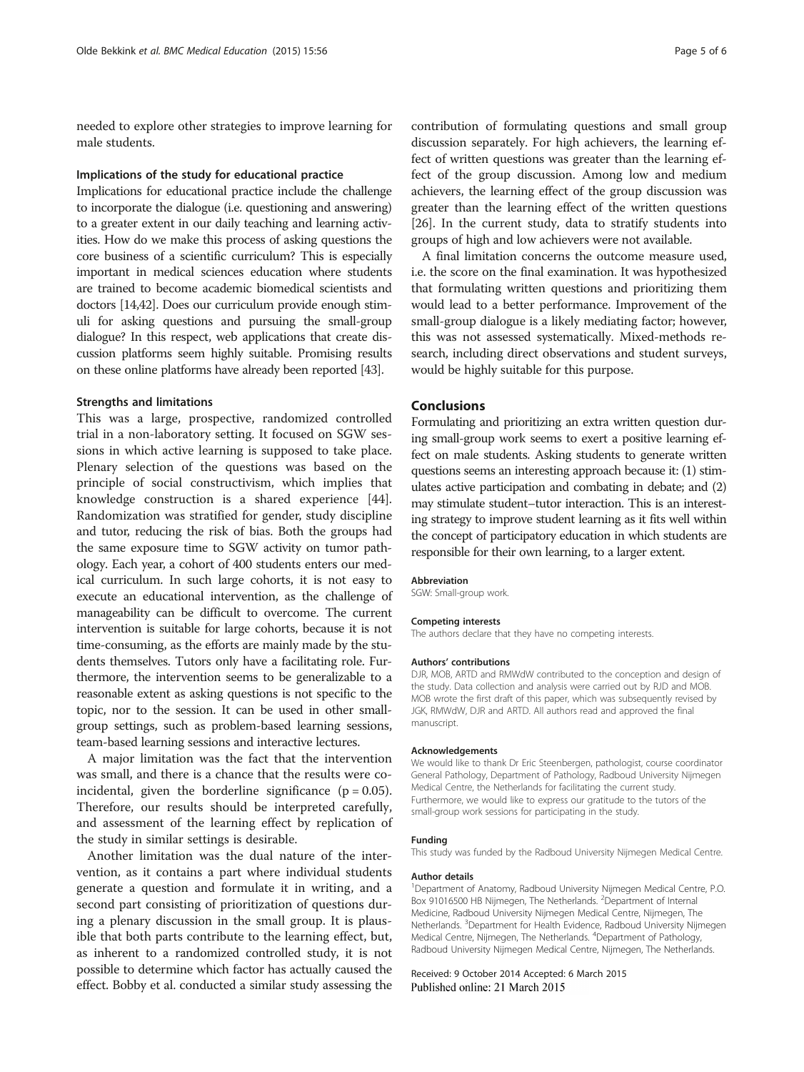needed to explore other strategies to improve learning for male students.

### Implications of the study for educational practice

Implications for educational practice include the challenge to incorporate the dialogue (i.e. questioning and answering) to a greater extent in our daily teaching and learning activities. How do we make this process of asking questions the core business of a scientific curriculum? This is especially important in medical sciences education where students are trained to become academic biomedical scientists and doctors [14,42]. Does our curriculum provide enough stimuli for asking questions and pursuing the small-group dialogue? In this respect, web applications that create discussion platforms seem highly suitable. Promising results on these online platforms have already been reported [43].

### Strengths and limitations

This was a large, prospective, randomized controlled trial in a non-laboratory setting. It focused on SGW sessions in which active learning is supposed to take place. Plenary selection of the questions was based on the principle of social constructivism, which implies that knowledge construction is a shared experience [44]. Randomization was stratified for gender, study discipline and tutor, reducing the risk of bias. Both the groups had the same exposure time to SGW activity on tumor pathology. Each year, a cohort of 400 students enters our medical curriculum. In such large cohorts, it is not easy to execute an educational intervention, as the challenge of manageability can be difficult to overcome. The current intervention is suitable for large cohorts, because it is not time-consuming, as the efforts are mainly made by the students themselves. Tutors only have a facilitating role. Furthermore, the intervention seems to be generalizable to a reasonable extent as asking questions is not specific to the topic, nor to the session. It can be used in other small-group settings, such as problem-based learning sessions, team-based learning sessions and interactive lectures.

A major limitation was the fact that the intervention was small, and there is a chance that the results were coincidental, given the borderline significance ($p = 0.05$). Therefore, our results should be interpreted carefully, and assessment of the learning effect by replication of the study in similar settings is desirable.

Another limitation was the dual nature of the intervention, as it contains a part where individual students generate a question and formulate it in writing, and a second part consisting of prioritization of questions during a plenary discussion in the small group. It is plausible that both parts contribute to the learning effect, but, as inherent to a randomized controlled study, it is not possible to determine which factor has actually caused the effect. Bobby et al. conducted a similar study assessing the contribution of formulating questions and small group discussion separately. For high achievers, the learning effect of written questions was greater than the learning effect of the group discussion. Among low and medium achievers, the learning effect of the group discussion was greater than the learning effect of the written questions [26]. In the current study, data to stratify students into groups of high and low achievers were not available.

A final limitation concerns the outcome measure used, i.e. the score on the final examination. It was hypothesized that formulating written questions and prioritizing them would lead to a better performance. Improvement of the small-group dialogue is a likely mediating factor; however, this was not assessed systematically. Mixed-methods research, including direct observations and student surveys, would be highly suitable for this purpose.

## Conclusions

Formulating and prioritizing an extra written question during small-group work seems to exert a positive learning effect on male students. Asking students to generate written questions seems an interesting approach because it: (1) stimulates active participation and combating in debate; and (2) may stimulate student–tutor interaction. This is an interesting strategy to improve student learning as it fits well within the concept of participatory education in which students are responsible for their own learning, to a larger extent.

#### Abbreviation

SGW: Small-group work.

#### Competing interests

The authors declare that they have no competing interests.

#### Authors' contributions

DJR, MOB, ARTD and RMWdW contributed to the conception and design of the study. Data collection and analysis were carried out by RJD and MOB. MOB wrote the first draft of this paper, which was subsequently revised by JGK, RMWdW, DJR and ARTD. All authors read and approved the final manuscript.

#### Acknowledgements

We would like to thank Dr Eric Steenbergen, pathologist, course coordinator General Pathology, Department of Pathology, Radboud University Nijmegen Medical Centre, the Netherlands for facilitating the current study. Furthermore, we would like to express our gratitude to the tutors of the small-group work sessions for participating in the study.

#### Funding

This study was funded by the Radboud University Nijmegen Medical Centre.

#### Author details

[1]Department of Anatomy, Radboud University Nijmegen Medical Centre, P.O. Box 91016500 HB Nijmegen, The Netherlands. [2]Department of Internal Medicine, Radboud University Nijmegen Medical Centre, Nijmegen, The Netherlands. [3]Department for Health Evidence, Radboud University Nijmegen Medical Centre, Nijmegen, The Netherlands. [4]Department of Pathology, Radboud University Nijmegen Medical Centre, Nijmegen, The Netherlands.

Received: 9 October 2014 Accepted: 6 March 2015
Published online: 21 March 2015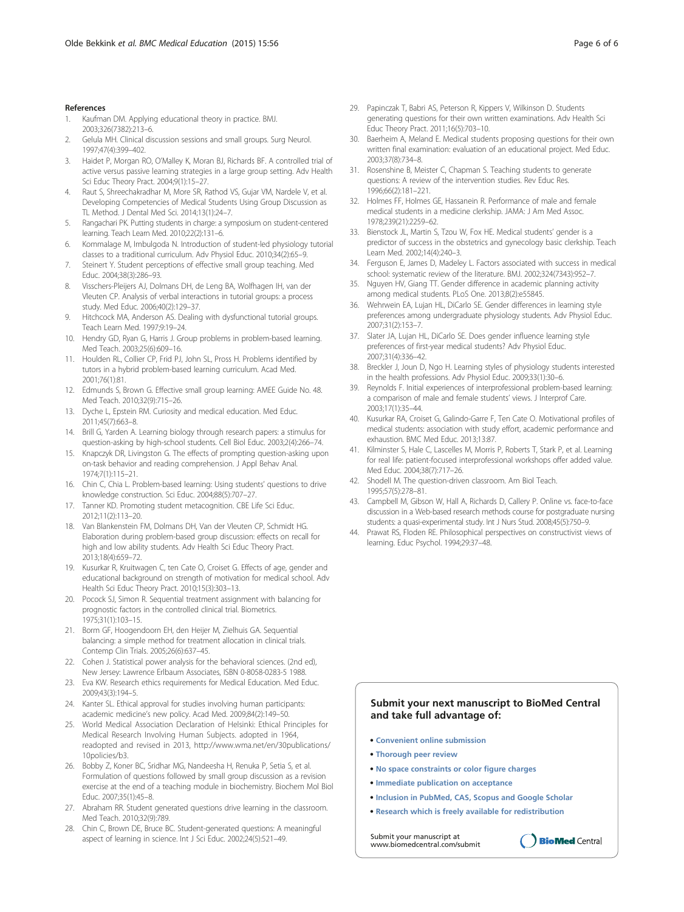## References

1. Kaufman DM. Applying educational theory in practice. BMJ. 2003;326(7382):213–6.
2. Gelula MH. Clinical discussion sessions and small groups. Surg Neurol. 1997;47(4):399–402.
3. Haidet P, Morgan RO, O'Malley K, Moran BJ, Richards BF. A controlled trial of active versus passive learning strategies in a large group setting. Adv Health Sci Educ Theory Pract. 2004;9(1):15–27.
4. Raut S, Shreechakradhar M, More SR, Rathod VS, Gujar VM, Nardele V, et al. Developing Competencies of Medical Students Using Group Discussion as TL Method. J Dental Med Sci. 2014;13(1):24–7.
5. Rangachari PK. Putting students in charge: a symposium on student-centered learning. Teach Learn Med. 2010;22(2):131–6.
6. Kommalage M, Imbulgoda N. Introduction of student-led physiology tutorial classes to a traditional curriculum. Adv Physiol Educ. 2010;34(2):65–9.
7. Steinert Y. Student perceptions of effective small group teaching. Med Educ. 2004;38(3):286–93.
8. Visschers-Pleijers AJ, Dolmans DH, de Leng BA, Wolfhagen IH, van der Vleuten CP. Analysis of verbal interactions in tutorial groups: a process study. Med Educ. 2006;40(2):129–37.
9. Hitchcock MA, Anderson AS. Dealing with dysfunctional tutorial groups. Teach Learn Med. 1997;9:19–24.
10. Hendry GD, Ryan G, Harris J. Group problems in problem-based learning. Med Teach. 2003;25(6):609–16.
11. Houlden RL, Collier CP, Frid PJ, John SL, Pross H. Problems identified by tutors in a hybrid problem-based learning curriculum. Acad Med. 2001;76(1):81.
12. Edmunds S, Brown G. Effective small group learning: AMEE Guide No. 48. Med Teach. 2010;32(9):715–26.
13. Dyche L, Epstein RM. Curiosity and medical education. Med Educ. 2011;45(7):663–8.
14. Brill G, Yarden A. Learning biology through research papers: a stimulus for question-asking by high-school students. Cell Biol Educ. 2003;2(4):266–74.
15. Knapczyk DR, Livingston G. The effects of prompting question-asking upon on-task behavior and reading comprehension. J Appl Behav Anal. 1974;7(1):115–21.
16. Chin C, Chia L. Problem-based learning: Using students' questions to drive knowledge construction. Sci Educ. 2004;88(5):707–27.
17. Tanner KD. Promoting student metacognition. CBE Life Sci Educ. 2012;11(2):113–20.
18. Van Blankenstein FM, Dolmans DH, Van der Vleuten CP, Schmidt HG. Elaboration during problem-based group discussion: effects on recall for high and low ability students. Adv Health Sci Educ Theory Pract. 2013;18(4):659–72.
19. Kusurkar R, Kruitwagen C, ten Cate O, Croiset G. Effects of age, gender and educational background on strength of motivation for medical school. Adv Health Sci Educ Theory Pract. 2010;15(3):303–13.
20. Pocock SJ, Simon R. Sequential treatment assignment with balancing for prognostic factors in the controlled clinical trial. Biometrics. 1975;31(1):103–15.
21. Borm GF, Hoogendoorn EH, den Heijer M, Zielhuis GA. Sequential balancing: a simple method for treatment allocation in clinical trials. Contemp Clin Trials. 2005;26(6):637–45.
22. Cohen J. Statistical power analysis for the behavioral sciences. (2nd ed), New Jersey: Lawrence Erlbaum Associates, ISBN 0-8058-0283-5 1988.
23. Eva KW. Research ethics requirements for Medical Education. Med Educ. 2009;43(3):194–5.
24. Kanter SL. Ethical approval for studies involving human participants: academic medicine's new policy. Acad Med. 2009;84(2):149–50.
25. World Medical Association Declaration of Helsinki: Ethical Principles for Medical Research Involving Human Subjects. adopted in 1964, readopted and revised in 2013, http://www.wma.net/en/30publications/10policies/b3.
26. Bobby Z, Koner BC, Sridhar MG, Nandeesha H, Renuka P, Setia S, et al. Formulation of questions followed by small group discussion as a revision exercise at the end of a teaching module in biochemistry. Biochem Mol Biol Educ. 2007;35(1):45–8.
27. Abraham RR. Student generated questions drive learning in the classroom. Med Teach. 2010;32(9):789.
28. Chin C, Brown DE, Bruce BC. Student-generated questions: A meaningful aspect of learning in science. Int J Sci Educ. 2002;24(5):521–49.
29. Papinczak T, Babri AS, Peterson R, Kippers V, Wilkinson D. Students generating questions for their own written examinations. Adv Health Sci Educ Theory Pract. 2011;16(5):703–10.
30. Baerheim A, Meland E. Medical students proposing questions for their own written final examination: evaluation of an educational project. Med Educ. 2003;37(8):734–8.
31. Rosenshine B, Meister C, Chapman S. Teaching students to generate questions: A review of the intervention studies. Rev Educ Res. 1996;66(2):181–221.
32. Holmes FF, Holmes GE, Hassanein R. Performance of male and female medical students in a medicine clerkship. JAMA: J Am Med Assoc. 1978;239(21):2259–62.
33. Bienstock JL, Martin S, Tzou W, Fox HE. Medical students' gender is a predictor of success in the obstetrics and gynecology basic clerkship. Teach Learn Med. 2002;14(4):240–3.
34. Ferguson E, James D, Madeley L. Factors associated with success in medical school: systematic review of the literature. BMJ. 2002;324(7343):952–7.
35. Nguyen HV, Giang TT. Gender difference in academic planning activity among medical students. PLoS One. 2013;8(2):e55845.
36. Wehrwein EA, Lujan HL, DiCarlo SE. Gender differences in learning style preferences among undergraduate physiology students. Adv Physiol Educ. 2007;31(2):153–7.
37. Slater JA, Lujan HL, DiCarlo SE. Does gender influence learning style preferences of first-year medical students? Adv Physiol Educ. 2007;31(4):336–42.
38. Breckler J, Joun D, Ngo H. Learning styles of physiology students interested in the health professions. Adv Physiol Educ. 2009;33(1):30–6.
39. Reynolds F. Initial experiences of interprofessional problem-based learning: a comparison of male and female students' views. J Interprof Care. 2003;17(1):35–44.
40. Kusurkar RA, Croiset G, Galindo-Garre F, Ten Cate O. Motivational profiles of medical students: association with study effort, academic performance and exhaustion. BMC Med Educ. 2013;13:87.
41. Kilminster S, Hale C, Lascelles M, Morris P, Roberts T, Stark P, et al. Learning for real life: patient-focused interprofessional workshops offer added value. Med Educ. 2004;38(7):717–26.
42. Shodell M. The question-driven classroom. Am Biol Teach. 1995;57(5):278–81.
43. Campbell M, Gibson W, Hall A, Richards D, Callery P. Online vs. face-to-face discussion in a Web-based research methods course for postgraduate nursing students: a quasi-experimental study. Int J Nurs Stud. 2008;45(5):750–9.
44. Prawat RS, Floden RE. Philosophical perspectives on constructivist views of learning. Educ Psychol. 1994;29:37–48.

**Submit your next manuscript to BioMed Central and take full advantage of:**

- Convenient online submission
- Thorough peer review
- No space constraints or color figure charges
- Immediate publication on acceptance
- Inclusion in PubMed, CAS, Scopus and Google Scholar
- Research which is freely available for redistribution

Submit your manuscript at www.biomedcentral.com/submit

BioMed Central